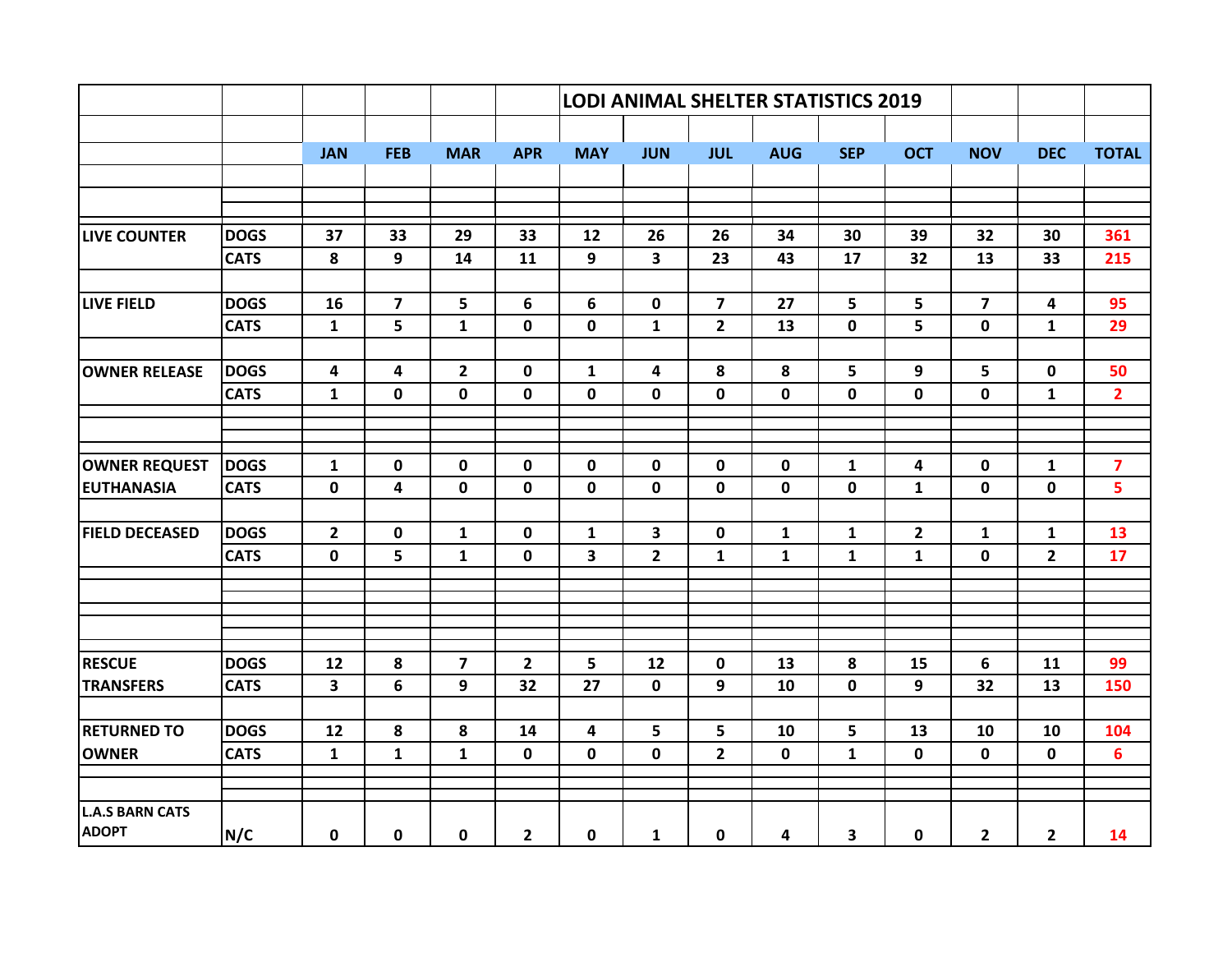# LODI ANIMAL SHELTER STATISTICS 2019

| | | JAN | FEB | MAR | APR | MAY | JUN | JUL | AUG | SEP | OCT | NOV | DEC | TOTAL |
|---|---|---|---|---|---|---|---|---|---|---|---|---|---|---|
| **LIVE COUNTER** | **DOGS** | 37 | 33 | 29 | 33 | 12 | 26 | 26 | 34 | 30 | 39 | 32 | 30 | 361 |
| | **CATS** | 8 | 9 | 14 | 11 | 9 | 3 | 23 | 43 | 17 | 32 | 13 | 33 | 215 |
| **LIVE FIELD** | **DOGS** | 16 | 7 | 5 | 6 | 6 | 0 | 7 | 27 | 5 | 5 | 7 | 4 | 95 |
| | **CATS** | 1 | 5 | 1 | 0 | 0 | 1 | 2 | 13 | 0 | 5 | 0 | 1 | 29 |
| **OWNER RELEASE** | **DOGS** | 4 | 4 | 2 | 0 | 1 | 4 | 8 | 8 | 5 | 9 | 5 | 0 | 50 |
| | **CATS** | 1 | 0 | 0 | 0 | 0 | 0 | 0 | 0 | 0 | 0 | 0 | 1 | 2 |
| **OWNER REQUEST** | **DOGS** | 1 | 0 | 0 | 0 | 0 | 0 | 0 | 0 | 1 | 4 | 0 | 1 | 7 |
| **EUTHANASIA** | **CATS** | 0 | 4 | 0 | 0 | 0 | 0 | 0 | 0 | 0 | 1 | 0 | 0 | 5 |
| **FIELD DECEASED** | **DOGS** | 2 | 0 | 1 | 0 | 1 | 3 | 0 | 1 | 1 | 2 | 1 | 1 | 13 |
| | **CATS** | 0 | 5 | 1 | 0 | 3 | 2 | 1 | 1 | 1 | 1 | 0 | 2 | 17 |
| **RESCUE** | **DOGS** | 12 | 8 | 7 | 2 | 5 | 12 | 0 | 13 | 8 | 15 | 6 | 11 | 99 |
| **TRANSFERS** | **CATS** | 3 | 6 | 9 | 32 | 27 | 0 | 9 | 10 | 0 | 9 | 32 | 13 | 150 |
| **RETURNED TO** | **DOGS** | 12 | 8 | 8 | 14 | 4 | 5 | 5 | 10 | 5 | 13 | 10 | 10 | 104 |
| **OWNER** | **CATS** | 1 | 1 | 1 | 0 | 0 | 0 | 2 | 0 | 1 | 0 | 0 | 0 | 6 |
| **L.A.S BARN CATS ADOPT** | **N/C** | 0 | 0 | 0 | 2 | 0 | 1 | 0 | 4 | 3 | 0 | 2 | 2 | 14 |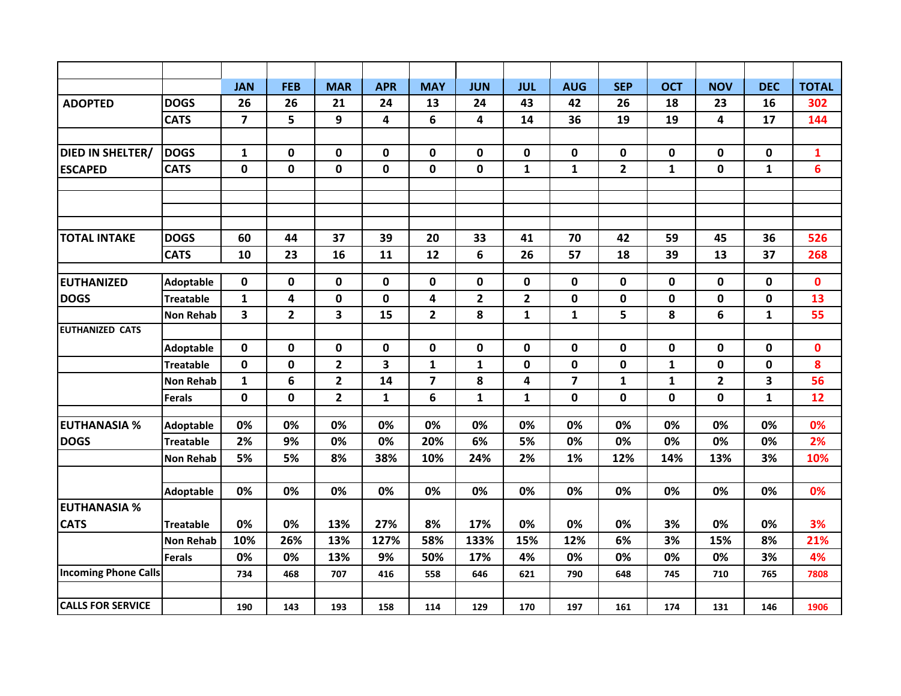| | | JAN | FEB | MAR | APR | MAY | JUN | JUL | AUG | SEP | OCT | NOV | DEC | TOTAL |
|---|---|---|---|---|---|---|---|---|---|---|---|---|---|---|
| ADOPTED | DOGS | 26 | 26 | 21 | 24 | 13 | 24 | 43 | 42 | 26 | 18 | 23 | 16 | 302 |
| | CATS | 7 | 5 | 9 | 4 | 6 | 4 | 14 | 36 | 19 | 19 | 4 | 17 | 144 |
| | | | | | | | | | | | | | | |
| DIED IN SHELTER/ | DOGS | 1 | 0 | 0 | 0 | 0 | 0 | 0 | 0 | 0 | 0 | 0 | 0 | 1 |
| ESCAPED | CATS | 0 | 0 | 0 | 0 | 0 | 0 | 1 | 1 | 2 | 1 | 0 | 1 | 6 |
| | | | | | | | | | | | | | | |
| | | | | | | | | | | | | | | |
| | | | | | | | | | | | | | | |
| | | | | | | | | | | | | | | |
| TOTAL INTAKE | DOGS | 60 | 44 | 37 | 39 | 20 | 33 | 41 | 70 | 42 | 59 | 45 | 36 | 526 |
| | CATS | 10 | 23 | 16 | 11 | 12 | 6 | 26 | 57 | 18 | 39 | 13 | 37 | 268 |
| | | | | | | | | | | | | | | |
| EUTHANIZED | Adoptable | 0 | 0 | 0 | 0 | 0 | 0 | 0 | 0 | 0 | 0 | 0 | 0 | 0 |
| DOGS | Treatable | 1 | 4 | 0 | 0 | 4 | 2 | 2 | 0 | 0 | 0 | 0 | 0 | 13 |
| | Non Rehab | 3 | 2 | 3 | 15 | 2 | 8 | 1 | 1 | 5 | 8 | 6 | 1 | 55 |
| EUTHANIZED CATS | | | | | | | | | | | | | | |
| | Adoptable | 0 | 0 | 0 | 0 | 0 | 0 | 0 | 0 | 0 | 0 | 0 | 0 | 0 |
| | Treatable | 0 | 0 | 2 | 3 | 1 | 1 | 0 | 0 | 0 | 1 | 0 | 0 | 8 |
| | Non Rehab | 1 | 6 | 2 | 14 | 7 | 8 | 4 | 7 | 1 | 1 | 2 | 3 | 56 |
| | Ferals | 0 | 0 | 2 | 1 | 6 | 1 | 1 | 0 | 0 | 0 | 0 | 1 | 12 |
| | | | | | | | | | | | | | | |
| EUTHANASIA % | Adoptable | 0% | 0% | 0% | 0% | 0% | 0% | 0% | 0% | 0% | 0% | 0% | 0% | 0% |
| DOGS | Treatable | 2% | 9% | 0% | 0% | 20% | 6% | 5% | 0% | 0% | 0% | 0% | 0% | 2% |
| | Non Rehab | 5% | 5% | 8% | 38% | 10% | 24% | 2% | 1% | 12% | 14% | 13% | 3% | 10% |
| | | | | | | | | | | | | | | |
| | Adoptable | 0% | 0% | 0% | 0% | 0% | 0% | 0% | 0% | 0% | 0% | 0% | 0% | 0% |
| EUTHANASIA % CATS | Treatable | 0% | 0% | 13% | 27% | 8% | 17% | 0% | 0% | 0% | 3% | 0% | 0% | 3% |
| | Non Rehab | 10% | 26% | 13% | 127% | 58% | 133% | 15% | 12% | 6% | 3% | 15% | 8% | 21% |
| | Ferals | 0% | 0% | 13% | 9% | 50% | 17% | 4% | 0% | 0% | 0% | 0% | 3% | 4% |
| Incoming Phone Calls | | 734 | 468 | 707 | 416 | 558 | 646 | 621 | 790 | 648 | 745 | 710 | 765 | 7808 |
| | | | | | | | | | | | | | | |
| CALLS FOR SERVICE | | 190 | 143 | 193 | 158 | 114 | 129 | 170 | 197 | 161 | 174 | 131 | 146 | 1906 |